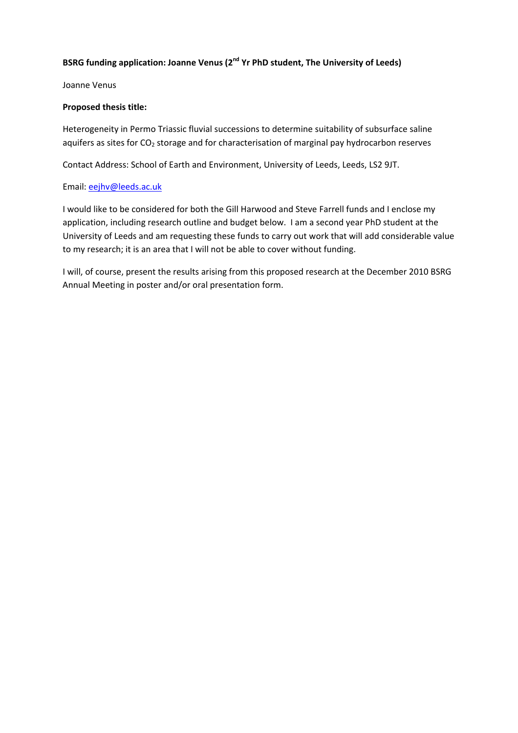**BSRG funding application: Joanne Venus (2$^{nd}$ Yr PhD student, The University of Leeds)**

Joanne Venus

**Proposed thesis title:**

Heterogeneity in Permo Triassic fluvial successions to determine suitability of subsurface saline aquifers as sites for $CO_2$ storage and for characterisation of marginal pay hydrocarbon reserves

Contact Address: School of Earth and Environment, University of Leeds, Leeds, LS2 9JT.

Email: eejhv@leeds.ac.uk

I would like to be considered for both the Gill Harwood and Steve Farrell funds and I enclose my application, including research outline and budget below. I am a second year PhD student at the University of Leeds and am requesting these funds to carry out work that will add considerable value to my research; it is an area that I will not be able to cover without funding.

I will, of course, present the results arising from this proposed research at the December 2010 BSRG Annual Meeting in poster and/or oral presentation form.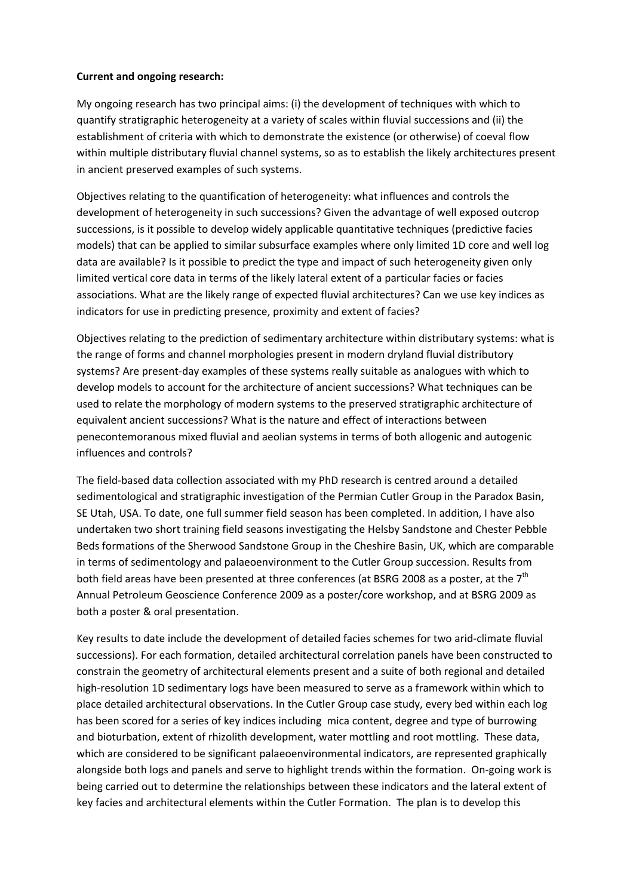**Current and ongoing research:**

My ongoing research has two principal aims: (i) the development of techniques with which to quantify stratigraphic heterogeneity at a variety of scales within fluvial successions and (ii) the establishment of criteria with which to demonstrate the existence (or otherwise) of coeval flow within multiple distributary fluvial channel systems, so as to establish the likely architectures present in ancient preserved examples of such systems.

Objectives relating to the quantification of heterogeneity: what influences and controls the development of heterogeneity in such successions? Given the advantage of well exposed outcrop successions, is it possible to develop widely applicable quantitative techniques (predictive facies models) that can be applied to similar subsurface examples where only limited 1D core and well log data are available? Is it possible to predict the type and impact of such heterogeneity given only limited vertical core data in terms of the likely lateral extent of a particular facies or facies associations. What are the likely range of expected fluvial architectures? Can we use key indices as indicators for use in predicting presence, proximity and extent of facies?

Objectives relating to the prediction of sedimentary architecture within distributary systems: what is the range of forms and channel morphologies present in modern dryland fluvial distributary systems? Are present-day examples of these systems really suitable as analogues with which to develop models to account for the architecture of ancient successions? What techniques can be used to relate the morphology of modern systems to the preserved stratigraphic architecture of equivalent ancient successions? What is the nature and effect of interactions between penecontemoranous mixed fluvial and aeolian systems in terms of both allogenic and autogenic influences and controls?

The field-based data collection associated with my PhD research is centred around a detailed sedimentological and stratigraphic investigation of the Permian Cutler Group in the Paradox Basin, SE Utah, USA. To date, one full summer field season has been completed. In addition, I have also undertaken two short training field seasons investigating the Helsby Sandstone and Chester Pebble Beds formations of the Sherwood Sandstone Group in the Cheshire Basin, UK, which are comparable in terms of sedimentology and palaeoenvironment to the Cutler Group succession. Results from both field areas have been presented at three conferences (at BSRG 2008 as a poster, at the 7th Annual Petroleum Geoscience Conference 2009 as a poster/core workshop, and at BSRG 2009 as both a poster & oral presentation.

Key results to date include the development of detailed facies schemes for two arid-climate fluvial successions). For each formation, detailed architectural correlation panels have been constructed to constrain the geometry of architectural elements present and a suite of both regional and detailed high-resolution 1D sedimentary logs have been measured to serve as a framework within which to place detailed architectural observations. In the Cutler Group case study, every bed within each log has been scored for a series of key indices including mica content, degree and type of burrowing and bioturbation, extent of rhizolith development, water mottling and root mottling. These data, which are considered to be significant palaeoenvironmental indicators, are represented graphically alongside both logs and panels and serve to highlight trends within the formation. On-going work is being carried out to determine the relationships between these indicators and the lateral extent of key facies and architectural elements within the Cutler Formation. The plan is to develop this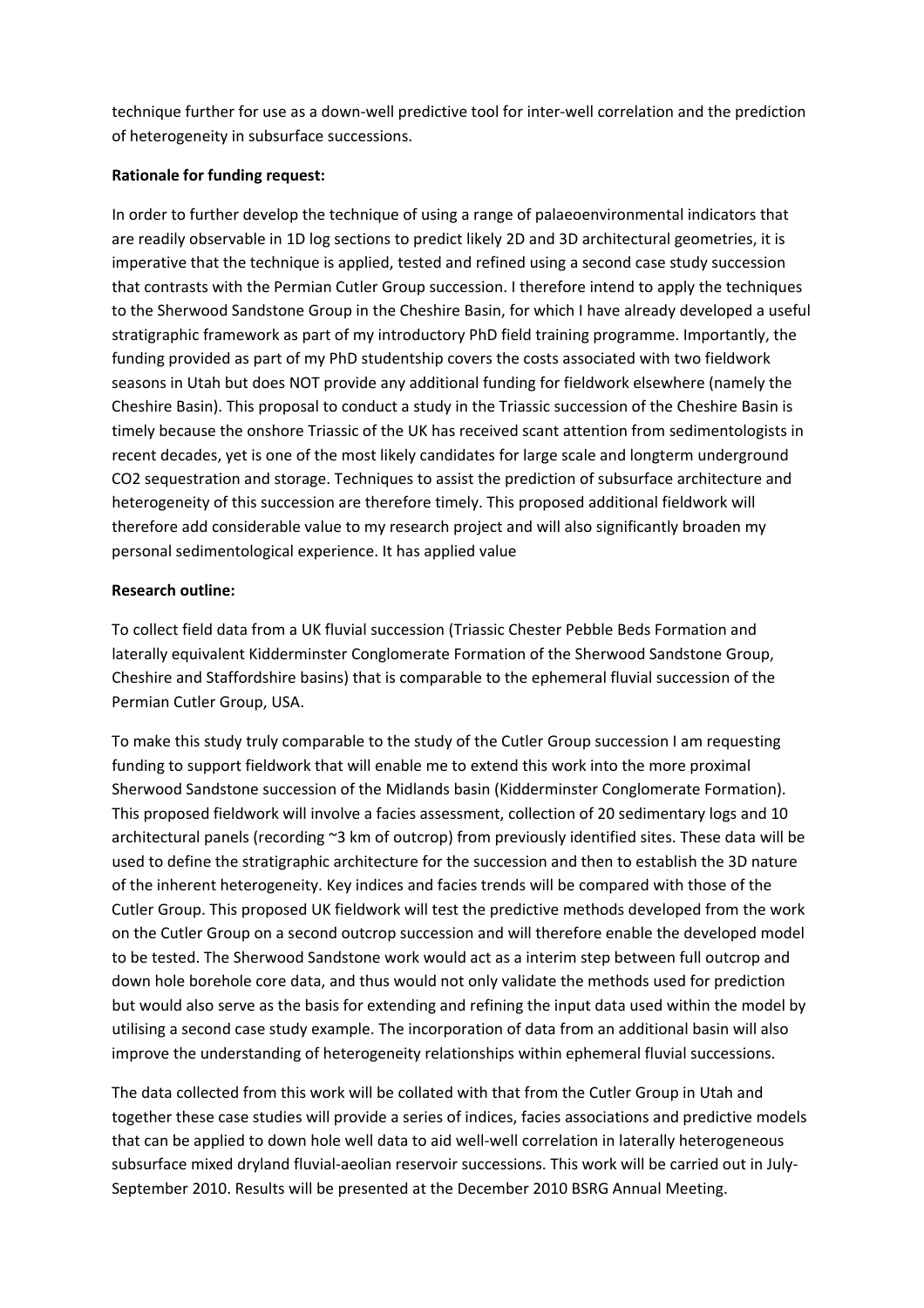technique further for use as a down-well predictive tool for inter-well correlation and the prediction of heterogeneity in subsurface successions.

**Rationale for funding request:**

In order to further develop the technique of using a range of palaeoenvironmental indicators that are readily observable in 1D log sections to predict likely 2D and 3D architectural geometries, it is imperative that the technique is applied, tested and refined using a second case study succession that contrasts with the Permian Cutler Group succession. I therefore intend to apply the techniques to the Sherwood Sandstone Group in the Cheshire Basin, for which I have already developed a useful stratigraphic framework as part of my introductory PhD field training programme. Importantly, the funding provided as part of my PhD studentship covers the costs associated with two fieldwork seasons in Utah but does NOT provide any additional funding for fieldwork elsewhere (namely the Cheshire Basin). This proposal to conduct a study in the Triassic succession of the Cheshire Basin is timely because the onshore Triassic of the UK has received scant attention from sedimentologists in recent decades, yet is one of the most likely candidates for large scale and longterm underground CO2 sequestration and storage. Techniques to assist the prediction of subsurface architecture and heterogeneity of this succession are therefore timely. This proposed additional fieldwork will therefore add considerable value to my research project and will also significantly broaden my personal sedimentological experience. It has applied value

**Research outline:**

To collect field data from a UK fluvial succession (Triassic Chester Pebble Beds Formation and laterally equivalent Kidderminster Conglomerate Formation of the Sherwood Sandstone Group, Cheshire and Staffordshire basins) that is comparable to the ephemeral fluvial succession of the Permian Cutler Group, USA.

To make this study truly comparable to the study of the Cutler Group succession I am requesting funding to support fieldwork that will enable me to extend this work into the more proximal Sherwood Sandstone succession of the Midlands basin (Kidderminster Conglomerate Formation). This proposed fieldwork will involve a facies assessment, collection of 20 sedimentary logs and 10 architectural panels (recording ~3 km of outcrop) from previously identified sites. These data will be used to define the stratigraphic architecture for the succession and then to establish the 3D nature of the inherent heterogeneity. Key indices and facies trends will be compared with those of the Cutler Group. This proposed UK fieldwork will test the predictive methods developed from the work on the Cutler Group on a second outcrop succession and will therefore enable the developed model to be tested. The Sherwood Sandstone work would act as a interim step between full outcrop and down hole borehole core data, and thus would not only validate the methods used for prediction but would also serve as the basis for extending and refining the input data used within the model by utilising a second case study example. The incorporation of data from an additional basin will also improve the understanding of heterogeneity relationships within ephemeral fluvial successions.

The data collected from this work will be collated with that from the Cutler Group in Utah and together these case studies will provide a series of indices, facies associations and predictive models that can be applied to down hole well data to aid well-well correlation in laterally heterogeneous subsurface mixed dryland fluvial-aeolian reservoir successions. This work will be carried out in July-September 2010. Results will be presented at the December 2010 BSRG Annual Meeting.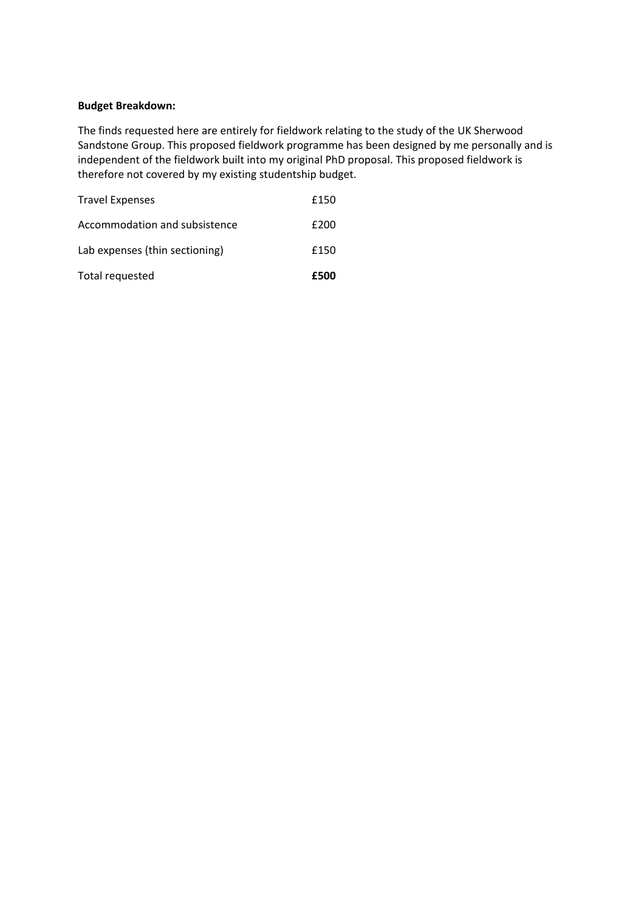**Budget Breakdown:**

The finds requested here are entirely for fieldwork relating to the study of the UK Sherwood Sandstone Group. This proposed fieldwork programme has been designed by me personally and is independent of the fieldwork built into my original PhD proposal. This proposed fieldwork is therefore not covered by my existing studentship budget.

| | |
|---|---|
| Travel Expenses | £150 |
| Accommodation and subsistence | £200 |
| Lab expenses (thin sectioning) | £150 |
| Total requested | **£500** |